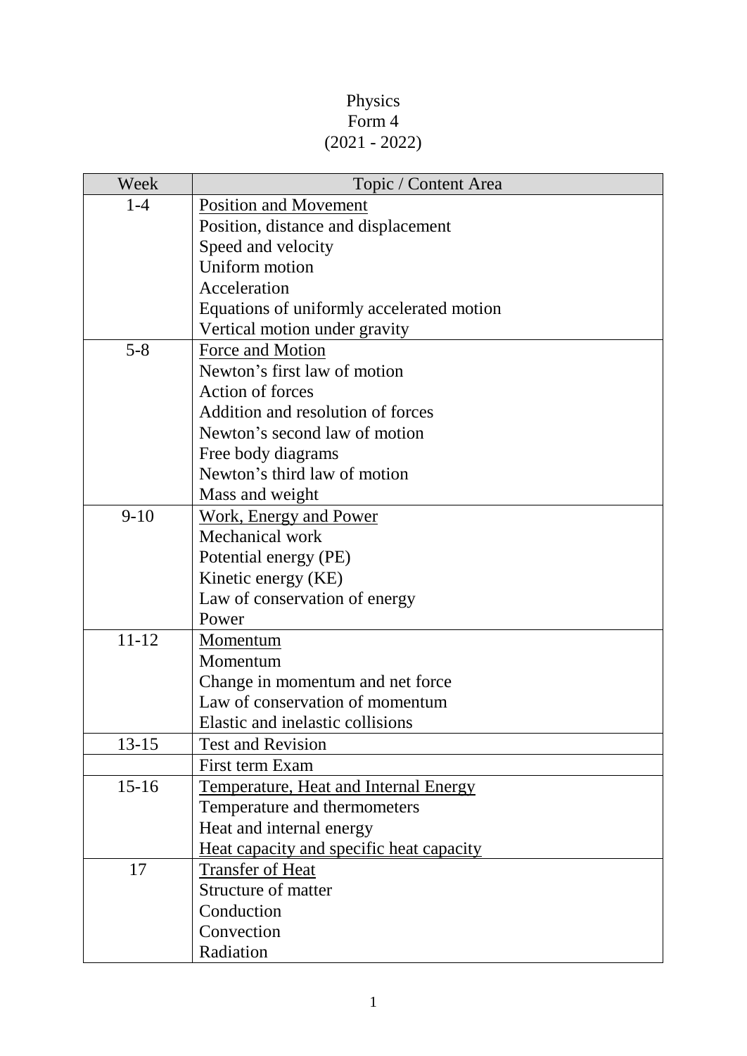# Physics
## Form 4
## (2021 - 2022)

| Week | Topic / Content Area |
|---|---|
| 1-4 | <u>Position and Movement</u><br>Position, distance and displacement<br>Speed and velocity<br>Uniform motion<br>Acceleration<br>Equations of uniformly accelerated motion<br>Vertical motion under gravity |
| 5-8 | <u>Force and Motion</u><br>Newton's first law of motion<br>Action of forces<br>Addition and resolution of forces<br>Newton's second law of motion<br>Free body diagrams<br>Newton's third law of motion<br>Mass and weight |
| 9-10 | <u>Work, Energy and Power</u><br>Mechanical work<br>Potential energy (PE)<br>Kinetic energy (KE)<br>Law of conservation of energy<br>Power |
| 11-12 | <u>Momentum</u><br>Momentum<br>Change in momentum and net force<br>Law of conservation of momentum<br>Elastic and inelastic collisions |
| 13-15 | Test and Revision |
| | First term Exam |
| 15-16 | <u>Temperature, Heat and Internal Energy</u><br>Temperature and thermometers<br>Heat and internal energy<br><u>Heat capacity and specific heat capacity</u> |
| 17 | <u>Transfer of Heat</u><br>Structure of matter<br>Conduction<br>Convection<br>Radiation |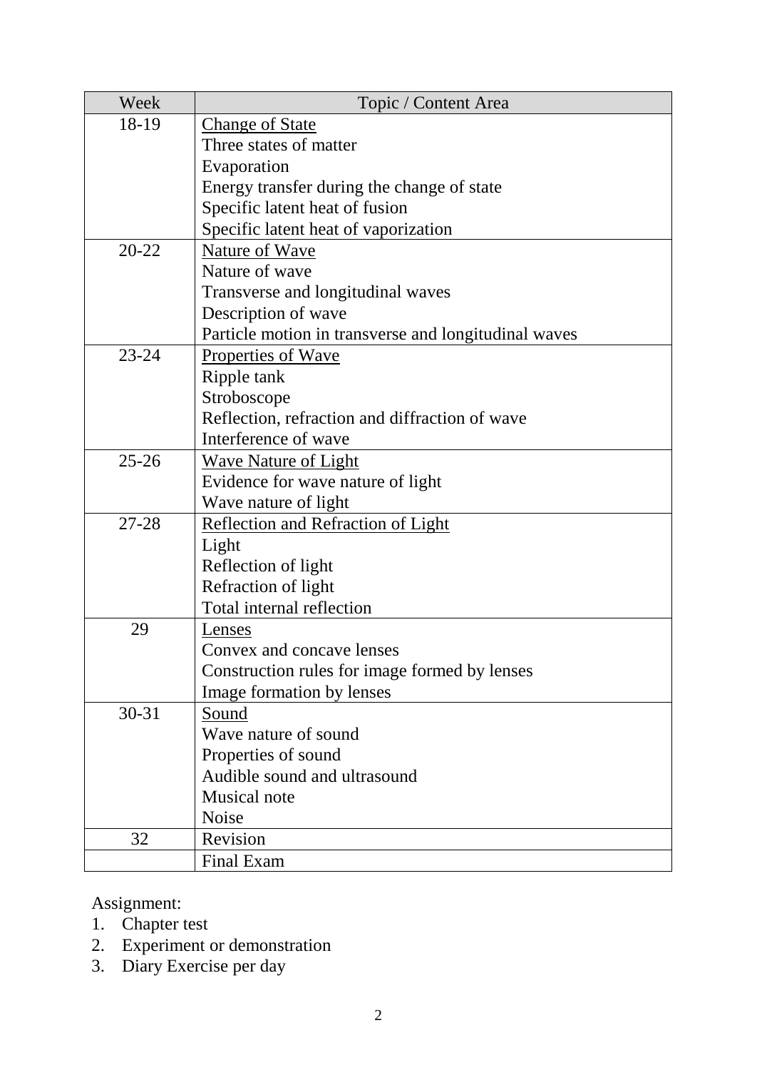| Week | Topic / Content Area |
| --- | --- |
| 18-19 | <u>Change of State</u><br>Three states of matter<br>Evaporation<br>Energy transfer during the change of state<br>Specific latent heat of fusion<br>Specific latent heat of vaporization |
| 20-22 | <u>Nature of Wave</u><br>Nature of wave<br>Transverse and longitudinal waves<br>Description of wave<br>Particle motion in transverse and longitudinal waves |
| 23-24 | <u>Properties of Wave</u><br>Ripple tank<br>Stroboscope<br>Reflection, refraction and diffraction of wave<br>Interference of wave |
| 25-26 | <u>Wave Nature of Light</u><br>Evidence for wave nature of light<br>Wave nature of light |
| 27-28 | <u>Reflection and Refraction of Light</u><br>Light<br>Reflection of light<br>Refraction of light<br>Total internal reflection |
| 29 | <u>Lenses</u><br>Convex and concave lenses<br>Construction rules for image formed by lenses<br>Image formation by lenses |
| 30-31 | <u>Sound</u><br>Wave nature of sound<br>Properties of sound<br>Audible sound and ultrasound<br>Musical note<br>Noise |
| 32 | Revision |
| | Final Exam |

Assignment:

1. Chapter test
2. Experiment or demonstration
3. Diary Exercise per day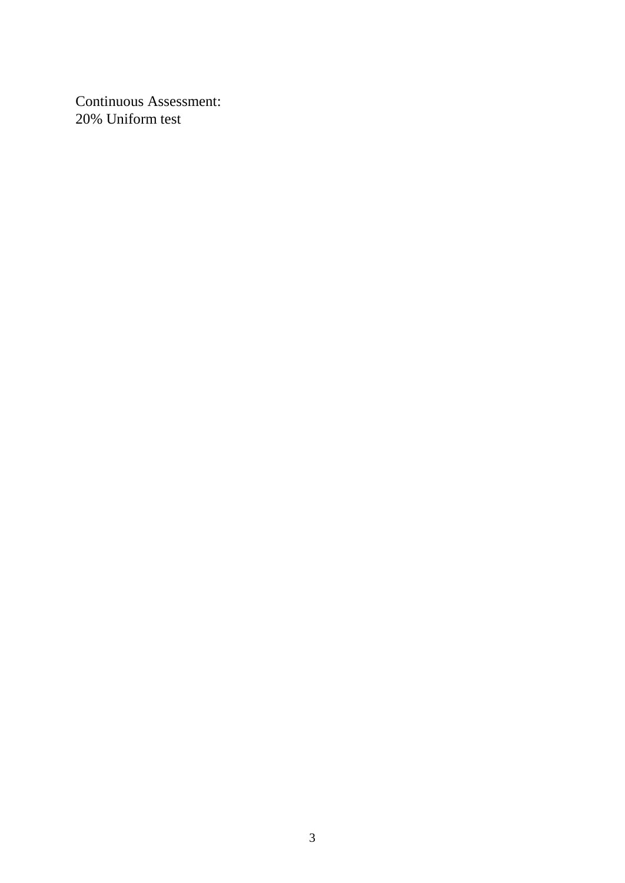Continuous Assessment:
20% Uniform test